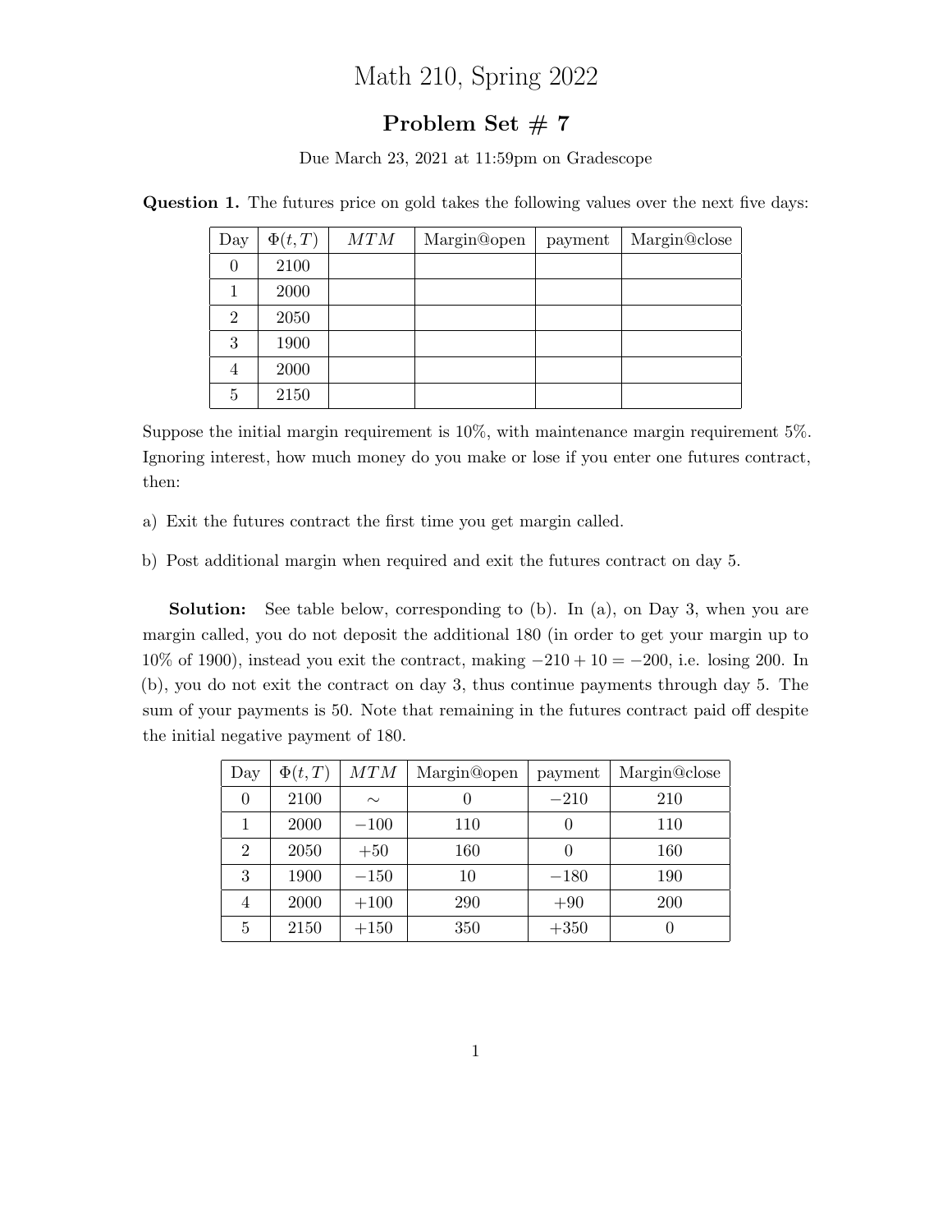# Math 210, Spring 2022

## Problem Set # 7

Due March 23, 2021 at 11:59pm on Gradescope

**Question 1.** The futures price on gold takes the following values over the next five days:

| Day | $\Phi(t,T)$ | $MTM$ | Margin@open | payment | Margin@close |
|---|---|---|---|---|---|
| 0 | 2100 | | | | |
| 1 | 2000 | | | | |
| 2 | 2050 | | | | |
| 3 | 1900 | | | | |
| 4 | 2000 | | | | |
| 5 | 2150 | | | | |

Suppose the initial margin requirement is 10%, with maintenance margin requirement 5%. Ignoring interest, how much money do you make or lose if you enter one futures contract, then:

a) Exit the futures contract the first time you get margin called.

b) Post additional margin when required and exit the futures contract on day 5.

**Solution:** See table below, corresponding to (b). In (a), on Day 3, when you are margin called, you do not deposit the additional 180 (in order to get your margin up to 10% of 1900), instead you exit the contract, making $-210 + 10 = -200$, i.e. losing 200. In (b), you do not exit the contract on day 3, thus continue payments through day 5. The sum of your payments is 50. Note that remaining in the futures contract paid off despite the initial negative payment of 180.

| Day | $\Phi(t,T)$ | $MTM$ | Margin@open | payment | Margin@close |
|---|---|---|---|---|---|
| 0 | 2100 | $\sim$ | 0 | $-210$ | 210 |
| 1 | 2000 | $-100$ | 110 | 0 | 110 |
| 2 | 2050 | $+50$ | 160 | 0 | 160 |
| 3 | 1900 | $-150$ | 10 | $-180$ | 190 |
| 4 | 2000 | $+100$ | 290 | $+90$ | 200 |
| 5 | 2150 | $+150$ | 350 | $+350$ | 0 |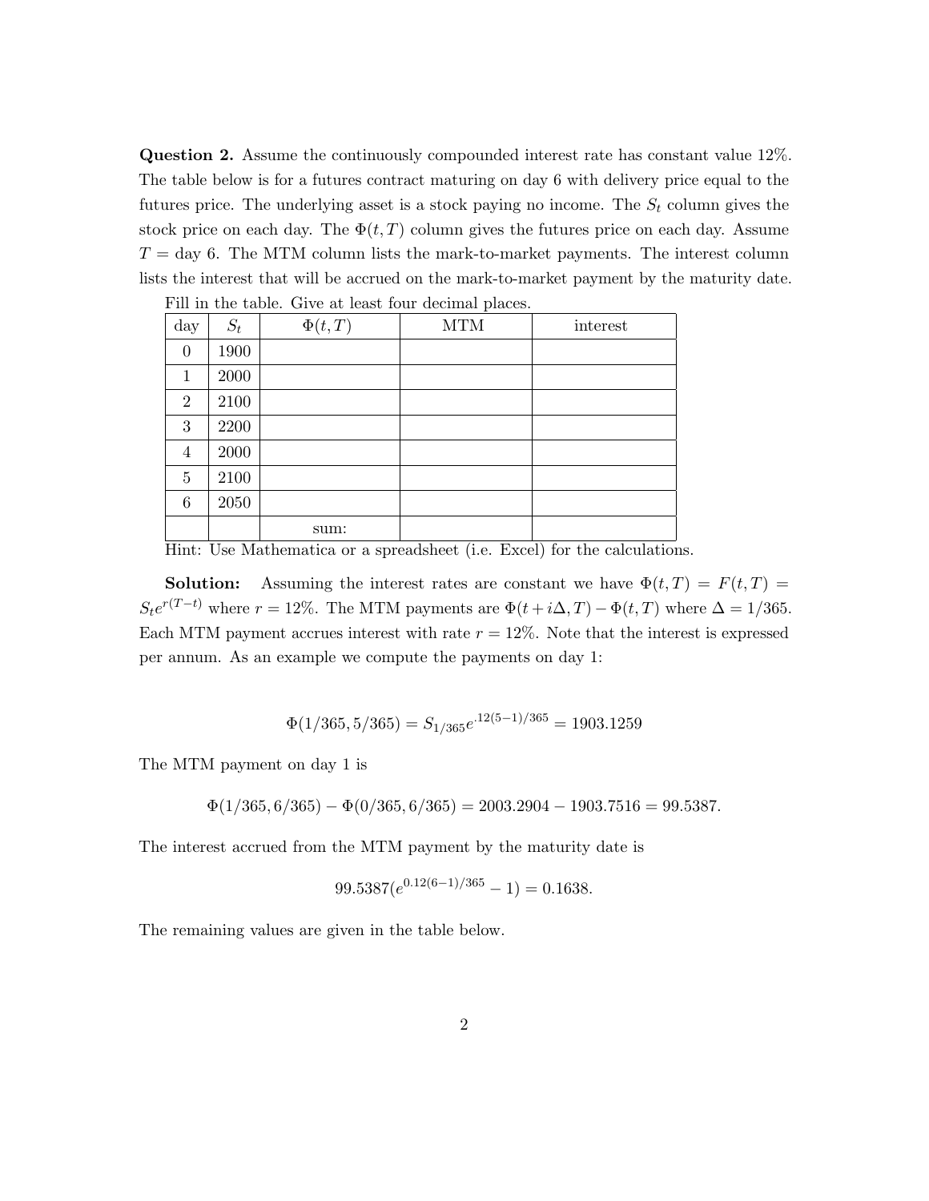**Question 2.** Assume the continuously compounded interest rate has constant value 12%. The table below is for a futures contract maturing on day 6 with delivery price equal to the futures price. The underlying asset is a stock paying no income. The $S_t$ column gives the stock price on each day. The $\Phi(t,T)$ column gives the futures price on each day. Assume $T =$ day 6. The MTM column lists the mark-to-market payments. The interest column lists the interest that will be accrued on the mark-to-market payment by the maturity date.

Fill in the table. Give at least four decimal places.

| day | $S_t$ | $\Phi(t,T)$ | MTM | interest |
|---|---|---|---|---|
| 0 | 1900 | | | |
| 1 | 2000 | | | |
| 2 | 2100 | | | |
| 3 | 2200 | | | |
| 4 | 2000 | | | |
| 5 | 2100 | | | |
| 6 | 2050 | | | |
| | | sum: | | |

Hint: Use Mathematica or a spreadsheet (i.e. Excel) for the calculations.

**Solution:** Assuming the interest rates are constant we have $\Phi(t,T) = F(t,T) = S_t e^{r(T-t)}$ where $r = 12\%$. The MTM payments are $\Phi(t+i\Delta, T) - \Phi(t,T)$ where $\Delta = 1/365$. Each MTM payment accrues interest with rate $r = 12\%$. Note that the interest is expressed per annum. As an example we compute the payments on day 1:

$$\Phi(1/365, 5/365) = S_{1/365} e^{.12(5-1)/365} = 1903.1259$$

The MTM payment on day 1 is

$$\Phi(1/365, 6/365) - \Phi(0/365, 6/365) = 2003.2904 - 1903.7516 = 99.5387.$$

The interest accrued from the MTM payment by the maturity date is

$$99.5387(e^{0.12(6-1)/365} - 1) = 0.1638.$$

The remaining values are given in the table below.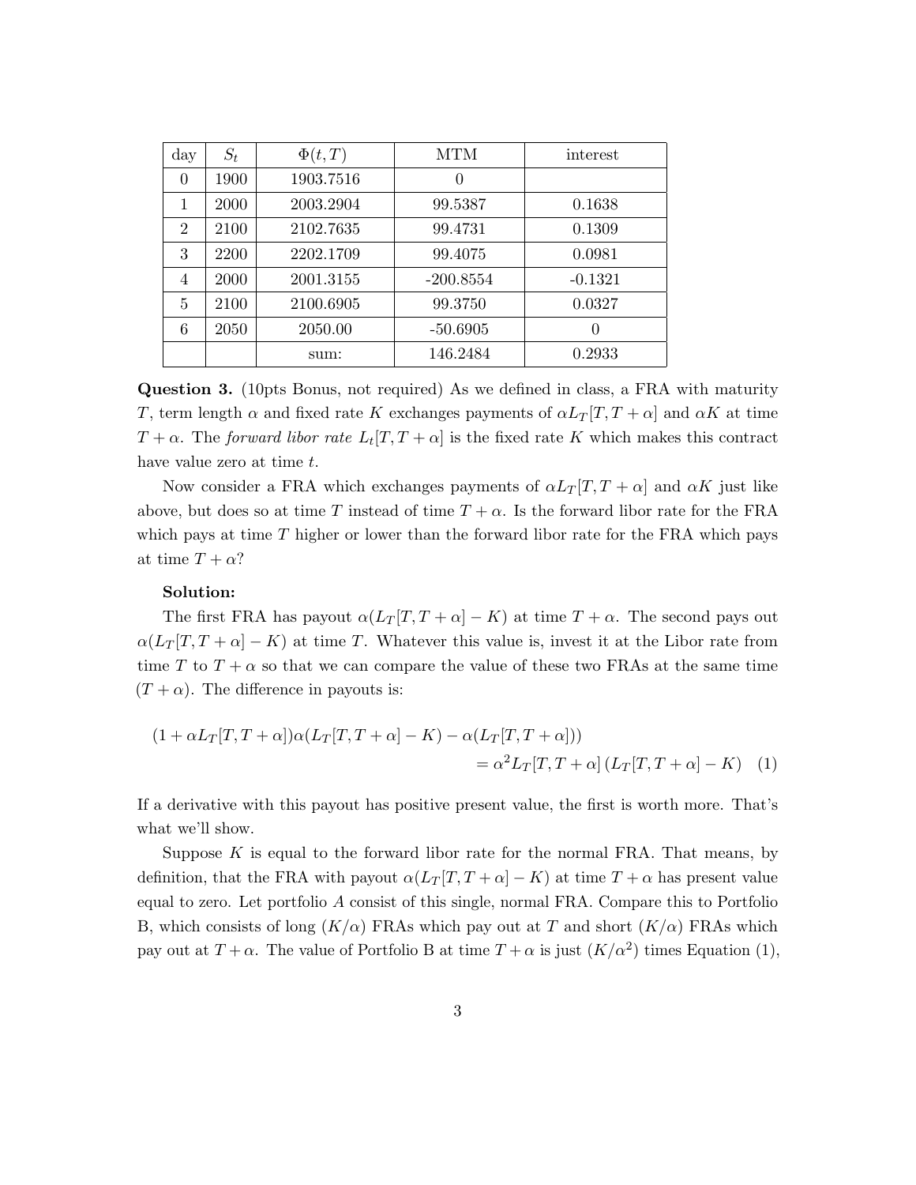| day | $S_t$ | $\Phi(t,T)$ | MTM | interest |
|---|---|---|---|---|
| 0 | 1900 | 1903.7516 | 0 | |
| 1 | 2000 | 2003.2904 | 99.5387 | 0.1638 |
| 2 | 2100 | 2102.7635 | 99.4731 | 0.1309 |
| 3 | 2200 | 2202.1709 | 99.4075 | 0.0981 |
| 4 | 2000 | 2001.3155 | -200.8554 | -0.1321 |
| 5 | 2100 | 2100.6905 | 99.3750 | 0.0327 |
| 6 | 2050 | 2050.00 | -50.6905 | 0 |
| | | sum: | 146.2484 | 0.2933 |

**Question 3.** (10pts Bonus, not required) As we defined in class, a FRA with maturity $T$, term length $\alpha$ and fixed rate $K$ exchanges payments of $\alpha L_T[T, T+\alpha]$ and $\alpha K$ at time $T+\alpha$. The *forward libor rate* $L_t[T, T+\alpha]$ is the fixed rate $K$ which makes this contract have value zero at time $t$.

Now consider a FRA which exchanges payments of $\alpha L_T[T, T+\alpha]$ and $\alpha K$ just like above, but does so at time $T$ instead of time $T+\alpha$. Is the forward libor rate for the FRA which pays at time $T$ higher or lower than the forward libor rate for the FRA which pays at time $T+\alpha$?

**Solution:**

The first FRA has payout $\alpha(L_T[T, T+\alpha] - K)$ at time $T+\alpha$. The second pays out $\alpha(L_T[T, T+\alpha] - K)$ at time $T$. Whatever this value is, invest it at the Libor rate from time $T$ to $T+\alpha$ so that we can compare the value of these two FRAs at the same time $(T+\alpha)$. The difference in payouts is:

$$
\begin{aligned}
(1+\alpha L_T[T, T+\alpha])\alpha(L_T[T, T+\alpha] - K) - \alpha(L_T[T, T+\alpha])) \\
= \alpha^2 L_T[T, T+\alpha]\,(L_T[T, T+\alpha] - K) \quad (1)
\end{aligned}
$$

If a derivative with this payout has positive present value, the first is worth more. That's what we'll show.

Suppose $K$ is equal to the forward libor rate for the normal FRA. That means, by definition, that the FRA with payout $\alpha(L_T[T, T+\alpha] - K)$ at time $T+\alpha$ has present value equal to zero. Let portfolio $A$ consist of this single, normal FRA. Compare this to Portfolio B, which consists of long $(K/\alpha)$ FRAs which pay out at $T$ and short $(K/\alpha)$ FRAs which pay out at $T+\alpha$. The value of Portfolio B at time $T+\alpha$ is just $(K/\alpha^2)$ times Equation (1),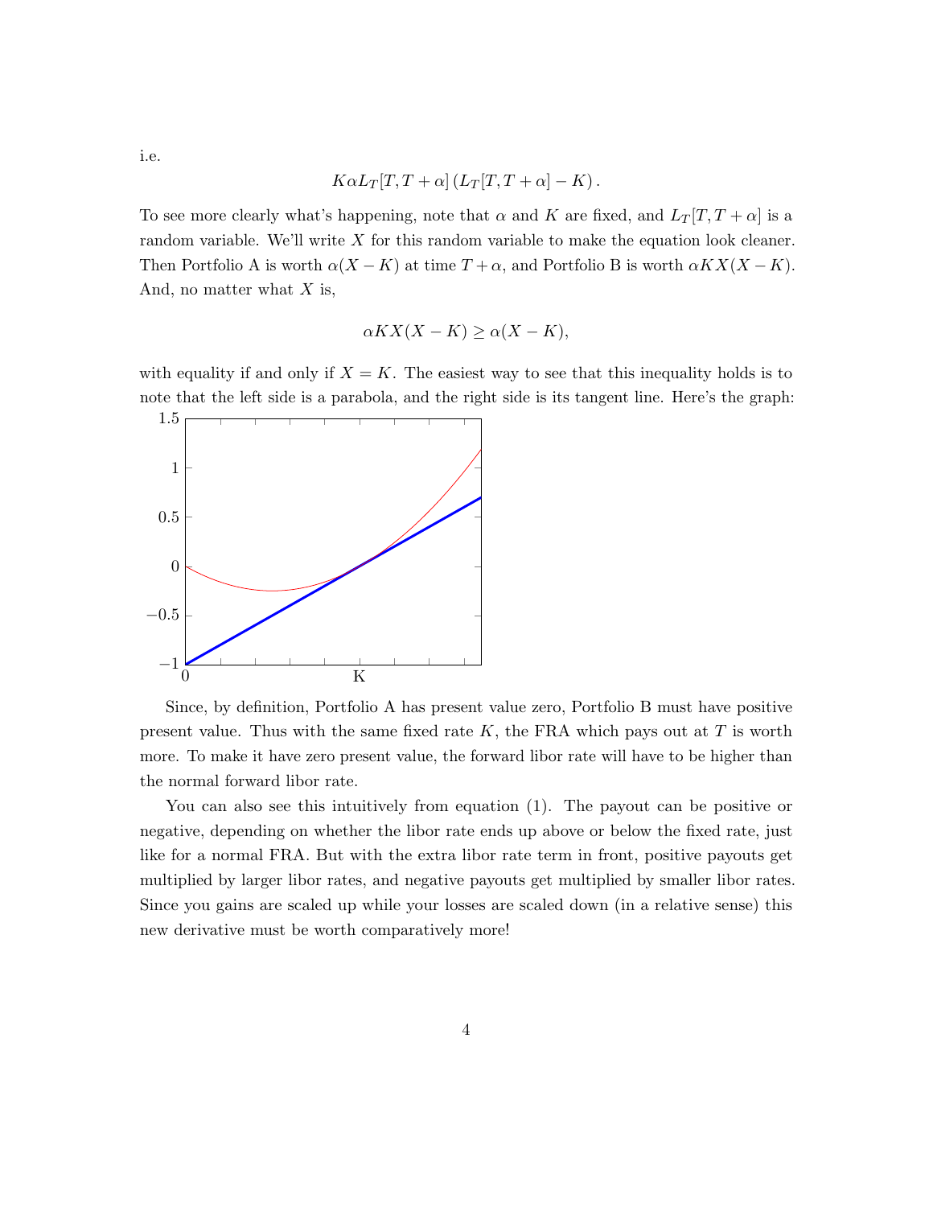i.e.

$$K\alpha L_T[T, T+\alpha]\left(L_T[T, T+\alpha] - K\right).$$

To see more clearly what's happening, note that $\alpha$ and $K$ are fixed, and $L_T[T, T+\alpha]$ is a random variable. We'll write $X$ for this random variable to make the equation look cleaner. Then Portfolio A is worth $\alpha(X - K)$ at time $T + \alpha$, and Portfolio B is worth $\alpha K X(X - K)$. And, no matter what $X$ is,

$$\alpha K X(X - K) \geq \alpha(X - K),$$

with equality if and only if $X = K$. The easiest way to see that this inequality holds is to note that the left side is a parabola, and the right side is its tangent line. Here's the graph:

1.5
1
0.5
0
−0.5
−1
0
K

Since, by definition, Portfolio A has present value zero, Portfolio B must have positive present value. Thus with the same fixed rate $K$, the FRA which pays out at $T$ is worth more. To make it have zero present value, the forward libor rate will have to be higher than the normal forward libor rate.

You can also see this intuitively from equation (1). The payout can be positive or negative, depending on whether the libor rate ends up above or below the fixed rate, just like for a normal FRA. But with the extra libor rate term in front, positive payouts get multiplied by larger libor rates, and negative payouts get multiplied by smaller libor rates. Since you gains are scaled up while your losses are scaled down (in a relative sense) this new derivative must be worth comparatively more!